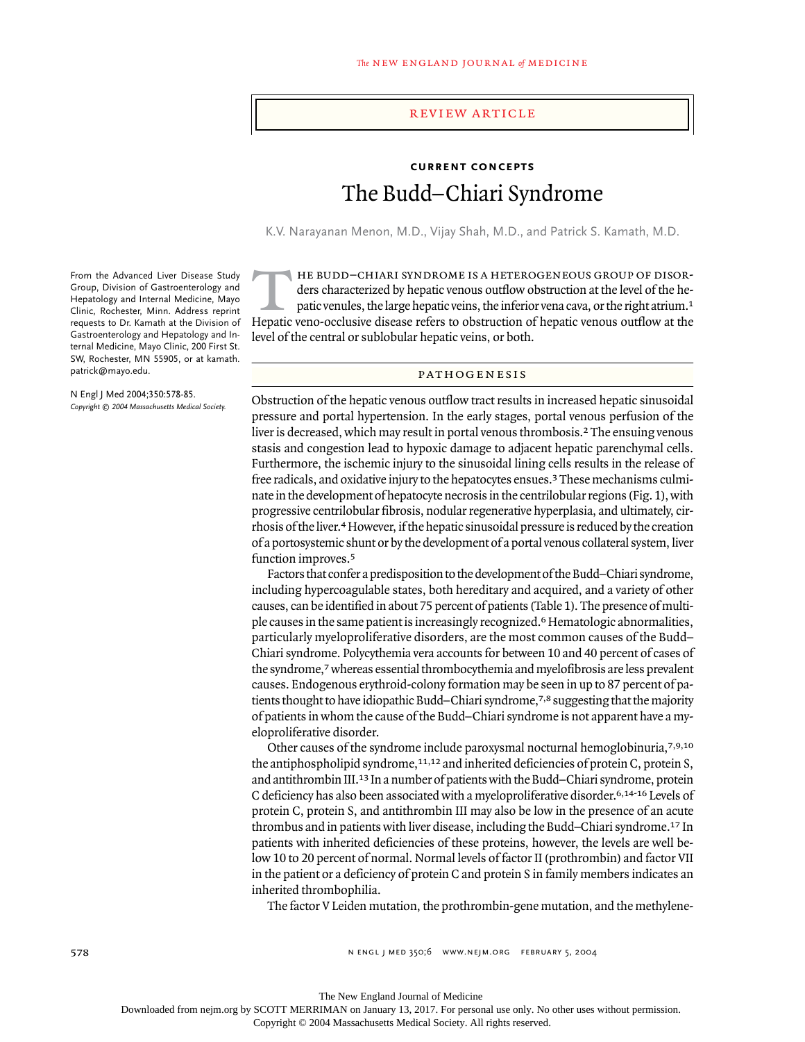## REVIEW ARTICLE

### CURRENT CONCEPTS

# The Budd–Chiari Syndrome

K.V. Narayanan Menon, M.D., Vijay Shah, M.D., and Patrick S. Kamath, M.D.

From the Advanced Liver Disease Study Group, Division of Gastroenterology and Hepatology and Internal Medicine, Mayo Clinic, Rochester, Minn. Address reprint requests to Dr. Kamath at the Division of Gastroenterology and Hepatology and Internal Medicine, Mayo Clinic, 200 First St. SW, Rochester, MN 55905, or at kamath.patrick@mayo.edu.

N Engl J Med 2004;350:578-85.
*Copyright © 2004 Massachusetts Medical Society.*

The Budd–Chiari syndrome is a heterogeneous group of disorders characterized by hepatic venous outflow obstruction at the level of the hepatic venules, the large hepatic veins, the inferior vena cava, or the right atrium.[1] Hepatic veno-occlusive disease refers to obstruction of hepatic venous outflow at the level of the central or sublobular hepatic veins, or both.

## PATHOGENESIS

Obstruction of the hepatic venous outflow tract results in increased hepatic sinusoidal pressure and portal hypertension. In the early stages, portal venous perfusion of the liver is decreased, which may result in portal venous thrombosis.[2] The ensuing venous stasis and congestion lead to hypoxic damage to adjacent hepatic parenchymal cells. Furthermore, the ischemic injury to the sinusoidal lining cells results in the release of free radicals, and oxidative injury to the hepatocytes ensues.[3] These mechanisms culminate in the development of hepatocyte necrosis in the centrilobular regions (Fig. 1), with progressive centrilobular fibrosis, nodular regenerative hyperplasia, and ultimately, cirrhosis of the liver.[4] However, if the hepatic sinusoidal pressure is reduced by the creation of a portosystemic shunt or by the development of a portal venous collateral system, liver function improves.[5]

Factors that confer a predisposition to the development of the Budd–Chiari syndrome, including hypercoagulable states, both hereditary and acquired, and a variety of other causes, can be identified in about 75 percent of patients (Table 1). The presence of multiple causes in the same patient is increasingly recognized.[6] Hematologic abnormalities, particularly myeloproliferative disorders, are the most common causes of the Budd–Chiari syndrome. Polycythemia vera accounts for between 10 and 40 percent of cases of the syndrome,[7] whereas essential thrombocythemia and myelofibrosis are less prevalent causes. Endogenous erythroid-colony formation may be seen in up to 87 percent of patients thought to have idiopathic Budd–Chiari syndrome,[7,8] suggesting that the majority of patients in whom the cause of the Budd–Chiari syndrome is not apparent have a myeloproliferative disorder.

Other causes of the syndrome include paroxysmal nocturnal hemoglobinuria,[7,9,10] the antiphospholipid syndrome,[11,12] and inherited deficiencies of protein C, protein S, and antithrombin III.[13] In a number of patients with the Budd–Chiari syndrome, protein C deficiency has also been associated with a myeloproliferative disorder.[6,14-16] Levels of protein C, protein S, and antithrombin III may also be low in the presence of an acute thrombus and in patients with liver disease, including the Budd–Chiari syndrome.[17] In patients with inherited deficiencies of these proteins, however, the levels are well below 10 to 20 percent of normal. Normal levels of factor II (prothrombin) and factor VII in the patient or a deficiency of protein C and protein S in family members indicates an inherited thrombophilia.

The factor V Leiden mutation, the prothrombin-gene mutation, and the methylene-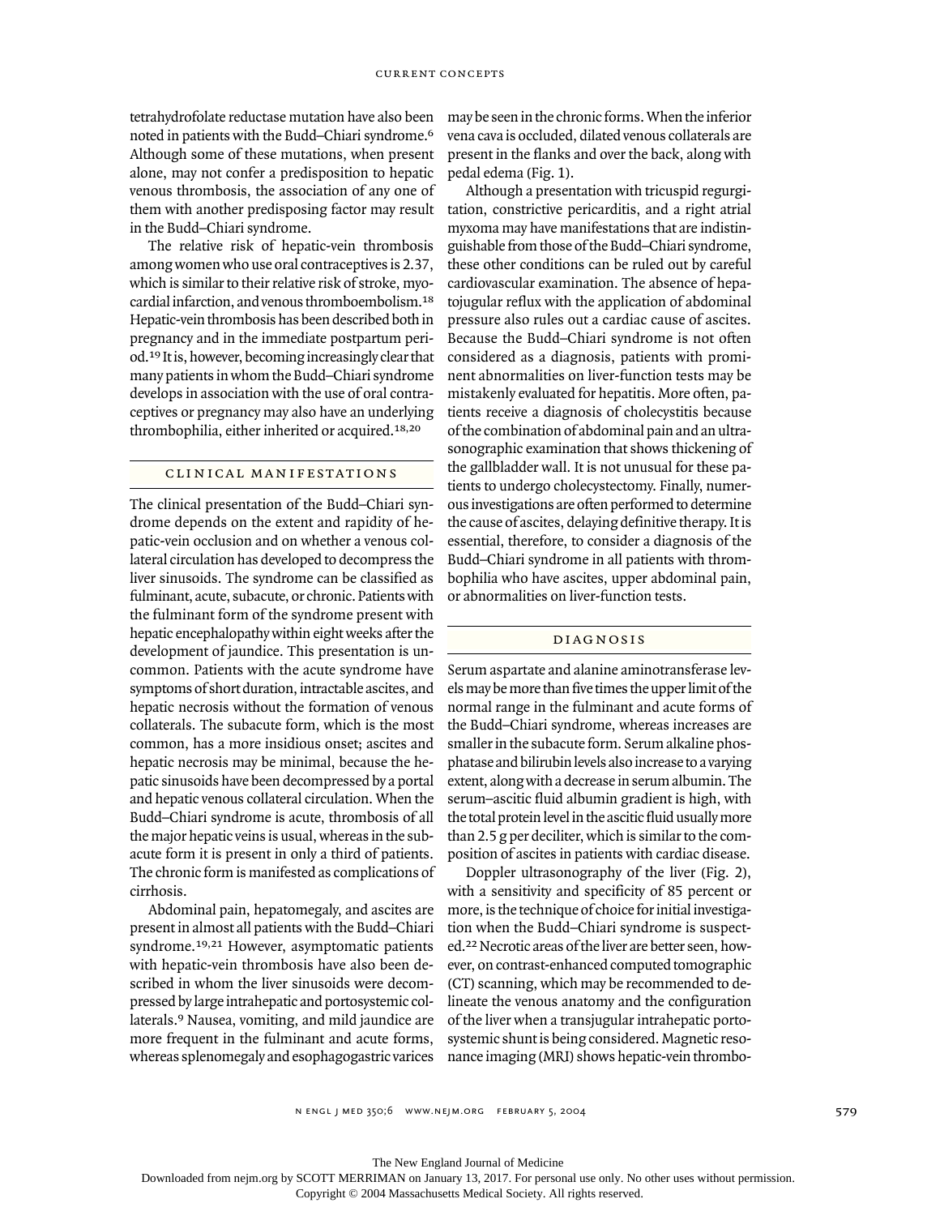tetrahydrofolate reductase mutation have also been noted in patients with the Budd–Chiari syndrome.[6] Although some of these mutations, when present alone, may not confer a predisposition to hepatic venous thrombosis, the association of any one of them with another predisposing factor may result in the Budd–Chiari syndrome.

The relative risk of hepatic-vein thrombosis among women who use oral contraceptives is 2.37, which is similar to their relative risk of stroke, myocardial infarction, and venous thromboembolism.[18] Hepatic-vein thrombosis has been described both in pregnancy and in the immediate postpartum period.[19] It is, however, becoming increasingly clear that many patients in whom the Budd–Chiari syndrome develops in association with the use of oral contraceptives or pregnancy may also have an underlying thrombophilia, either inherited or acquired.[18,20]

## CLINICAL MANIFESTATIONS

The clinical presentation of the Budd–Chiari syndrome depends on the extent and rapidity of hepatic-vein occlusion and on whether a venous collateral circulation has developed to decompress the liver sinusoids. The syndrome can be classified as fulminant, acute, subacute, or chronic. Patients with the fulminant form of the syndrome present with hepatic encephalopathy within eight weeks after the development of jaundice. This presentation is uncommon. Patients with the acute syndrome have symptoms of short duration, intractable ascites, and hepatic necrosis without the formation of venous collaterals. The subacute form, which is the most common, has a more insidious onset; ascites and hepatic necrosis may be minimal, because the hepatic sinusoids have been decompressed by a portal and hepatic venous collateral circulation. When the Budd–Chiari syndrome is acute, thrombosis of all the major hepatic veins is usual, whereas in the subacute form it is present in only a third of patients. The chronic form is manifested as complications of cirrhosis.

Abdominal pain, hepatomegaly, and ascites are present in almost all patients with the Budd–Chiari syndrome.[19,21] However, asymptomatic patients with hepatic-vein thrombosis have also been described in whom the liver sinusoids were decompressed by large intrahepatic and portosystemic collaterals.[9] Nausea, vomiting, and mild jaundice are more frequent in the fulminant and acute forms, whereas splenomegaly and esophagogastric varices may be seen in the chronic forms. When the inferior vena cava is occluded, dilated venous collaterals are present in the flanks and over the back, along with pedal edema (Fig. 1).

Although a presentation with tricuspid regurgitation, constrictive pericarditis, and a right atrial myxoma may have manifestations that are indistinguishable from those of the Budd–Chiari syndrome, these other conditions can be ruled out by careful cardiovascular examination. The absence of hepatojugular reflux with the application of abdominal pressure also rules out a cardiac cause of ascites. Because the Budd–Chiari syndrome is not often considered as a diagnosis, patients with prominent abnormalities on liver-function tests may be mistakenly evaluated for hepatitis. More often, patients receive a diagnosis of cholecystitis because of the combination of abdominal pain and an ultrasonographic examination that shows thickening of the gallbladder wall. It is not unusual for these patients to undergo cholecystectomy. Finally, numerous investigations are often performed to determine the cause of ascites, delaying definitive therapy. It is essential, therefore, to consider a diagnosis of the Budd–Chiari syndrome in all patients with thrombophilia who have ascites, upper abdominal pain, or abnormalities on liver-function tests.

## DIAGNOSIS

Serum aspartate and alanine aminotransferase levels may be more than five times the upper limit of the normal range in the fulminant and acute forms of the Budd–Chiari syndrome, whereas increases are smaller in the subacute form. Serum alkaline phosphatase and bilirubin levels also increase to a varying extent, along with a decrease in serum albumin. The serum–ascitic fluid albumin gradient is high, with the total protein level in the ascitic fluid usually more than 2.5 g per deciliter, which is similar to the composition of ascites in patients with cardiac disease.

Doppler ultrasonography of the liver (Fig. 2), with a sensitivity and specificity of 85 percent or more, is the technique of choice for initial investigation when the Budd–Chiari syndrome is suspected.[22] Necrotic areas of the liver are better seen, however, on contrast-enhanced computed tomographic (CT) scanning, which may be recommended to delineate the venous anatomy and the configuration of the liver when a transjugular intrahepatic portosystemic shunt is being considered. Magnetic resonance imaging (MRI) shows hepatic-vein thrombo-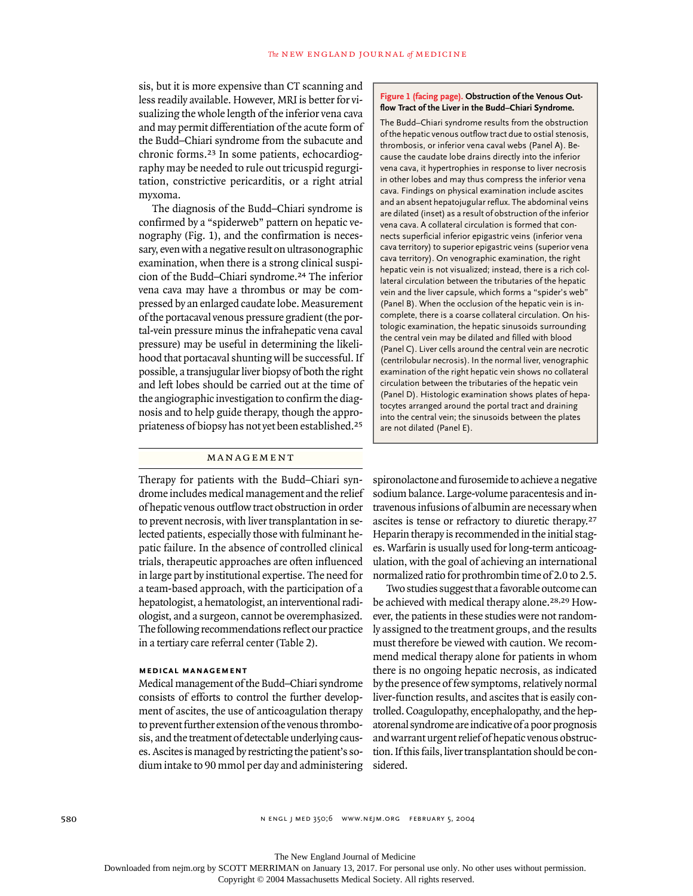sis, but it is more expensive than CT scanning and less readily available. However, MRI is better for visualizing the whole length of the inferior vena cava and may permit differentiation of the acute form of the Budd–Chiari syndrome from the subacute and chronic forms.[23] In some patients, echocardiography may be needed to rule out tricuspid regurgitation, constrictive pericarditis, or a right atrial myxoma.

The diagnosis of the Budd–Chiari syndrome is confirmed by a "spiderweb" pattern on hepatic venography (Fig. 1), and the confirmation is necessary, even with a negative result on ultrasonographic examination, when there is a strong clinical suspicion of the Budd–Chiari syndrome.[24] The inferior vena cava may have a thrombus or may be compressed by an enlarged caudate lobe. Measurement of the portacaval venous pressure gradient (the portal-vein pressure minus the infrahepatic vena caval pressure) may be useful in determining the likelihood that portacaval shunting will be successful. If possible, a transjugular liver biopsy of both the right and left lobes should be carried out at the time of the angiographic investigation to confirm the diagnosis and to help guide therapy, though the appropriateness of biopsy has not yet been established.[25]

**Figure 1 (facing page). Obstruction of the Venous Outflow Tract of the Liver in the Budd–Chiari Syndrome.**

The Budd–Chiari syndrome results from the obstruction of the hepatic venous outflow tract due to ostial stenosis, thrombosis, or inferior vena caval webs (Panel A). Because the caudate lobe drains directly into the inferior vena cava, it hypertrophies in response to liver necrosis in other lobes and may thus compress the inferior vena cava. Findings on physical examination include ascites and an absent hepatojugular reflux. The abdominal veins are dilated (inset) as a result of obstruction of the inferior vena cava. A collateral circulation is formed that connects superficial inferior epigastric veins (inferior vena cava territory) to superior epigastric veins (superior vena cava territory). On venographic examination, the right hepatic vein is not visualized; instead, there is a rich collateral circulation between the tributaries of the hepatic vein and the liver capsule, which forms a "spider's web" (Panel B). When the occlusion of the hepatic vein is incomplete, there is a coarse collateral circulation. On histologic examination, the hepatic sinusoids surrounding the central vein may be dilated and filled with blood (Panel C). Liver cells around the central vein are necrotic (centrilobular necrosis). In the normal liver, venographic examination of the right hepatic vein shows no collateral circulation between the tributaries of the hepatic vein (Panel D). Histologic examination shows plates of hepatocytes arranged around the portal tract and draining into the central vein; the sinusoids between the plates are not dilated (Panel E).

## MANAGEMENT

Therapy for patients with the Budd–Chiari syndrome includes medical management and the relief of hepatic venous outflow tract obstruction in order to prevent necrosis, with liver transplantation in selected patients, especially those with fulminant hepatic failure. In the absence of controlled clinical trials, therapeutic approaches are often influenced in large part by institutional expertise. The need for a team-based approach, with the participation of a hepatologist, a hematologist, an interventional radiologist, and a surgeon, cannot be overemphasized. The following recommendations reflect our practice in a tertiary care referral center (Table 2).

### MEDICAL MANAGEMENT

Medical management of the Budd–Chiari syndrome consists of efforts to control the further development of ascites, the use of anticoagulation therapy to prevent further extension of the venous thrombosis, and the treatment of detectable underlying causes. Ascites is managed by restricting the patient's sodium intake to 90 mmol per day and administering spironolactone and furosemide to achieve a negative sodium balance. Large-volume paracentesis and intravenous infusions of albumin are necessary when ascites is tense or refractory to diuretic therapy.[27] Heparin therapy is recommended in the initial stages. Warfarin is usually used for long-term anticoagulation, with the goal of achieving an international normalized ratio for prothrombin time of 2.0 to 2.5.

Two studies suggest that a favorable outcome can be achieved with medical therapy alone.[28,29] However, the patients in these studies were not randomly assigned to the treatment groups, and the results must therefore be viewed with caution. We recommend medical therapy alone for patients in whom there is no ongoing hepatic necrosis, as indicated by the presence of few symptoms, relatively normal liver-function results, and ascites that is easily controlled. Coagulopathy, encephalopathy, and the hepatorenal syndrome are indicative of a poor prognosis and warrant urgent relief of hepatic venous obstruction. If this fails, liver transplantation should be considered.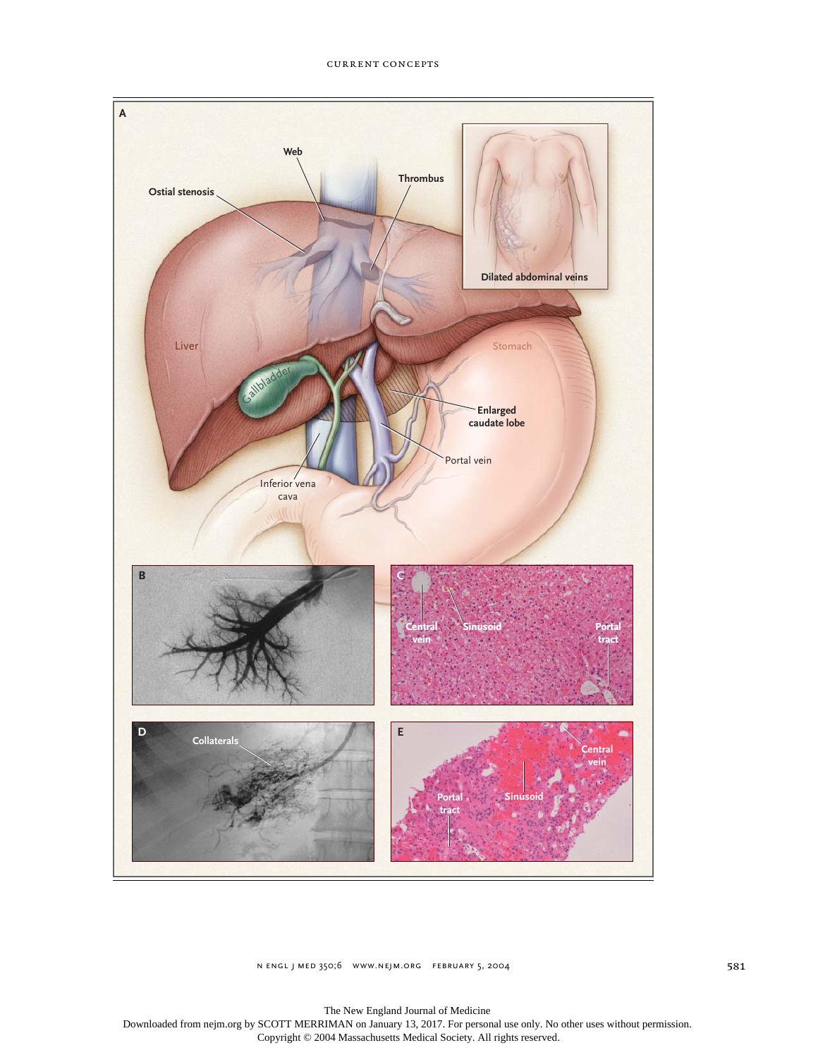A

Web

Thrombus

Ostial stenosis

Dilated abdominal veins

Liver

Stomach

Gallbladder

Enlarged caudate lobe

Portal vein

Inferior vena cava

B

C

Central vein

Sinusoid

Portal tract

D

Collaterals

E

Central vein

Portal tract

Sinusoid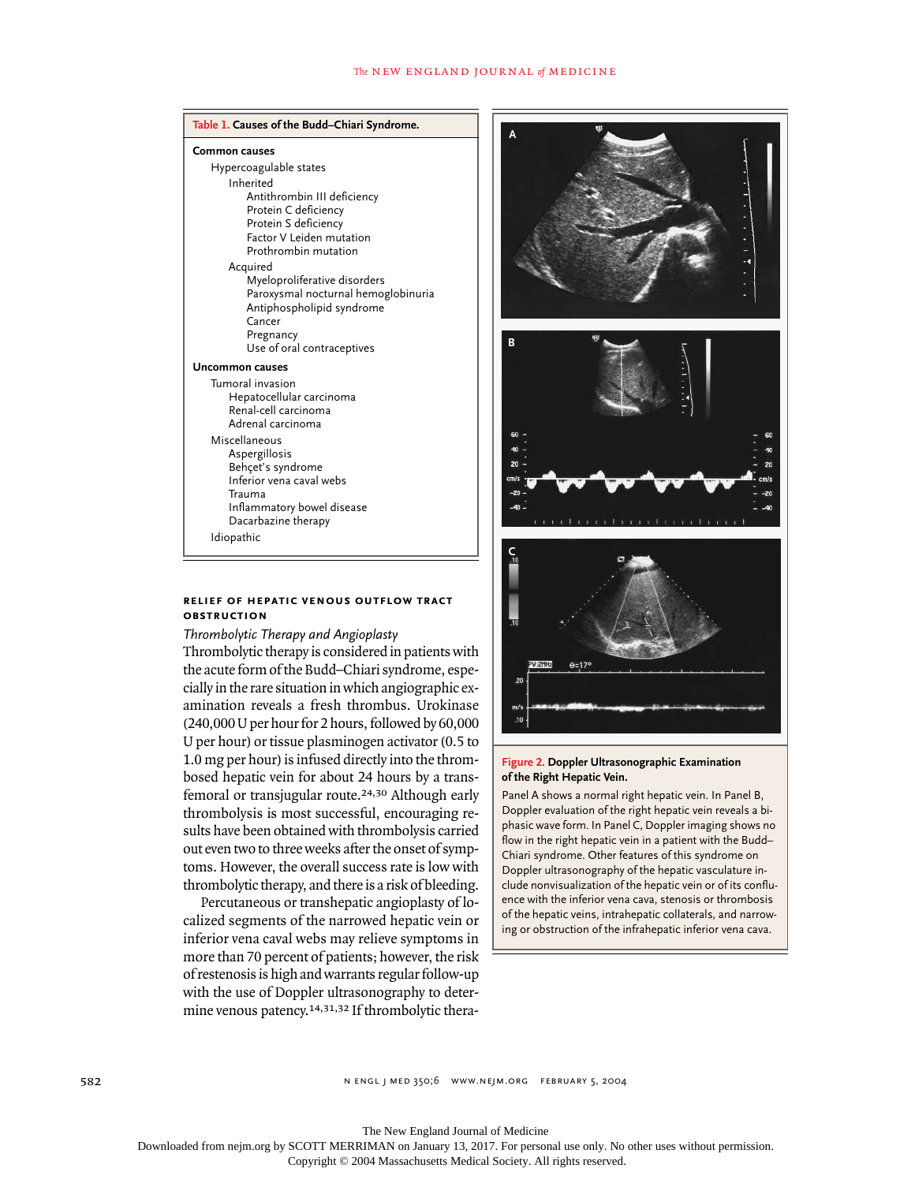**Table 1. Causes of the Budd–Chiari Syndrome.**

- **Common causes**
  - Hypercoagulable states
    - Inherited
      - Antithrombin III deficiency
      - Protein C deficiency
      - Protein S deficiency
      - Factor V Leiden mutation
      - Prothrombin mutation
    - Acquired
      - Myeloproliferative disorders
      - Paroxysmal nocturnal hemoglobinuria
      - Antiphospholipid syndrome
      - Cancer
      - Pregnancy
      - Use of oral contraceptives
- **Uncommon causes**
  - Tumoral invasion
    - Hepatocellular carcinoma
    - Renal-cell carcinoma
    - Adrenal carcinoma
  - Miscellaneous
    - Aspergillosis
    - Behçet's syndrome
    - Inferior vena caval webs
    - Trauma
    - Inflammatory bowel disease
    - Dacarbazine therapy
  - Idiopathic

**Figure 2. Doppler Ultrasonographic Examination of the Right Hepatic Vein.**

Panel A shows a normal right hepatic vein. In Panel B, Doppler evaluation of the right hepatic vein reveals a biphasic wave form. In Panel C, Doppler imaging shows no flow in the right hepatic vein in a patient with the Budd–Chiari syndrome. Other features of this syndrome on Doppler ultrasonography of the hepatic vasculature include nonvisualization of the hepatic vein or of its confluence with the inferior vena cava, stenosis or thrombosis of the hepatic veins, intrahepatic collaterals, and narrowing or obstruction of the infrahepatic inferior vena cava.

## RELIEF OF HEPATIC VENOUS OUTFLOW TRACT OBSTRUCTION

### *Thrombolytic Therapy and Angioplasty*

Thrombolytic therapy is considered in patients with the acute form of the Budd–Chiari syndrome, especially in the rare situation in which angiographic examination reveals a fresh thrombus. Urokinase (240,000 U per hour for 2 hours, followed by 60,000 U per hour) or tissue plasminogen activator (0.5 to 1.0 mg per hour) is infused directly into the thrombosed hepatic vein for about 24 hours by a transfemoral or transjugular route.[24,30] Although early thrombolysis is most successful, encouraging results have been obtained with thrombolysis carried out even two to three weeks after the onset of symptoms. However, the overall success rate is low with thrombolytic therapy, and there is a risk of bleeding.

Percutaneous or transhepatic angioplasty of localized segments of the narrowed hepatic vein or inferior vena caval webs may relieve symptoms in more than 70 percent of patients; however, the risk of restenosis is high and warrants regular follow-up with the use of Doppler ultrasonography to determine venous patency.[14,31,32] If thrombolytic thera-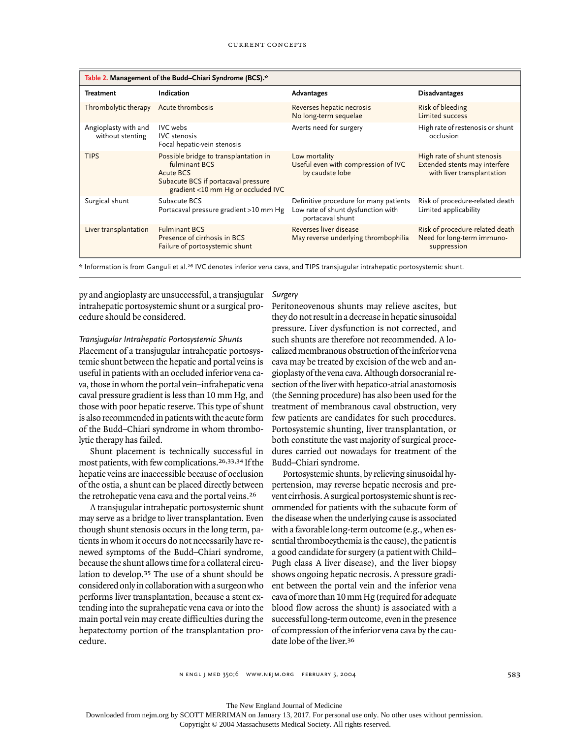**Table 2. Management of the Budd–Chiari Syndrome (BCS).***

| Treatment | Indication | Advantages | Disadvantages |
|---|---|---|---|
| Thrombolytic therapy | Acute thrombosis | Reverses hepatic necrosis<br>No long-term sequelae | Risk of bleeding<br>Limited success |
| Angioplasty with and without stenting | IVC webs<br>IVC stenosis<br>Focal hepatic-vein stenosis | Averts need for surgery | High rate of restenosis or shunt occlusion |
| TIPS | Possible bridge to transplantation in fulminant BCS<br>Acute BCS<br>Subacute BCS if portacaval pressure gradient <10 mm Hg or occluded IVC | Low mortality<br>Useful even with compression of IVC by caudate lobe | High rate of shunt stenosis<br>Extended stents may interfere with liver transplantation |
| Surgical shunt | Subacute BCS<br>Portacaval pressure gradient >10 mm Hg | Definitive procedure for many patients<br>Low rate of shunt dysfunction with portacaval shunt | Risk of procedure-related death<br>Limited applicability |
| Liver transplantation | Fulminant BCS<br>Presence of cirrhosis in BCS<br>Failure of portosystemic shunt | Reverses liver disease<br>May reverse underlying thrombophilia | Risk of procedure-related death<br>Need for long-term immunosuppression |

\* Information is from Ganguli et al.[26] IVC denotes inferior vena cava, and TIPS transjugular intrahepatic portosystemic shunt.

py and angioplasty are unsuccessful, a transjugular intrahepatic portosystemic shunt or a surgical procedure should be considered.

*Transjugular Intrahepatic Portosystemic Shunts*

Placement of a transjugular intrahepatic portosystemic shunt between the hepatic and portal veins is useful in patients with an occluded inferior vena cava, those in whom the portal vein–infrahepatic vena caval pressure gradient is less than 10 mm Hg, and those with poor hepatic reserve. This type of shunt is also recommended in patients with the acute form of the Budd–Chiari syndrome in whom thrombolytic therapy has failed.

Shunt placement is technically successful in most patients, with few complications.[26,33,34] If the hepatic veins are inaccessible because of occlusion of the ostia, a shunt can be placed directly between the retrohepatic vena cava and the portal veins.[26]

A transjugular intrahepatic portosystemic shunt may serve as a bridge to liver transplantation. Even though shunt stenosis occurs in the long term, patients in whom it occurs do not necessarily have renewed symptoms of the Budd–Chiari syndrome, because the shunt allows time for a collateral circulation to develop.[35] The use of a shunt should be considered only in collaboration with a surgeon who performs liver transplantation, because a stent extending into the suprahepatic vena cava or into the main portal vein may create difficulties during the hepatectomy portion of the transplantation procedure.

*Surgery*

Peritoneovenous shunts may relieve ascites, but they do not result in a decrease in hepatic sinusoidal pressure. Liver dysfunction is not corrected, and such shunts are therefore not recommended. A localized membranous obstruction of the inferior vena cava may be treated by excision of the web and angioplasty of the vena cava. Although dorsocranial resection of the liver with hepatico-atrial anastomosis (the Senning procedure) has also been used for the treatment of membranous caval obstruction, very few patients are candidates for such procedures. Portosystemic shunting, liver transplantation, or both constitute the vast majority of surgical procedures carried out nowadays for treatment of the Budd–Chiari syndrome.

Portosystemic shunts, by relieving sinusoidal hypertension, may reverse hepatic necrosis and prevent cirrhosis. A surgical portosystemic shunt is recommended for patients with the subacute form of the disease when the underlying cause is associated with a favorable long-term outcome (e.g., when essential thrombocythemia is the cause), the patient is a good candidate for surgery (a patient with Child–Pugh class A liver disease), and the liver biopsy shows ongoing hepatic necrosis. A pressure gradient between the portal vein and the inferior vena cava of more than 10 mm Hg (required for adequate blood flow across the shunt) is associated with a successful long-term outcome, even in the presence of compression of the inferior vena cava by the caudate lobe of the liver.[36]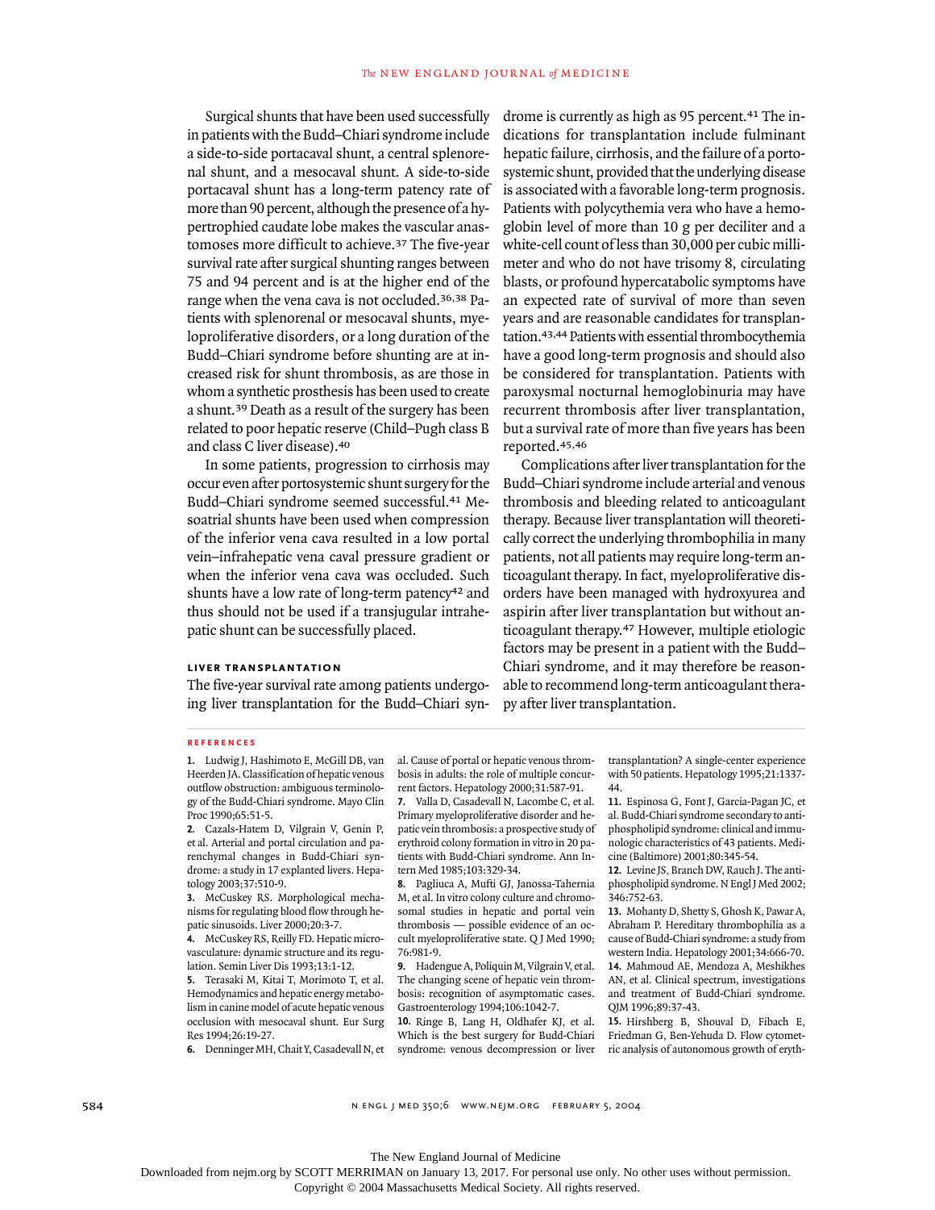Surgical shunts that have been used successfully in patients with the Budd–Chiari syndrome include a side-to-side portacaval shunt, a central splenorenal shunt, and a mesocaval shunt. A side-to-side portacaval shunt has a long-term patency rate of more than 90 percent, although the presence of a hypertrophied caudate lobe makes the vascular anastomoses more difficult to achieve.[37] The five-year survival rate after surgical shunting ranges between 75 and 94 percent and is at the higher end of the range when the vena cava is not occluded.[36,38] Patients with splenorenal or mesocaval shunts, myeloproliferative disorders, or a long duration of the Budd–Chiari syndrome before shunting are at increased risk for shunt thrombosis, as are those in whom a synthetic prosthesis has been used to create a shunt.[39] Death as a result of the surgery has been related to poor hepatic reserve (Child–Pugh class B and class C liver disease).[40]

In some patients, progression to cirrhosis may occur even after portosystemic shunt surgery for the Budd–Chiari syndrome seemed successful.[41] Mesoatrial shunts have been used when compression of the inferior vena cava resulted in a low portal vein–infrahepatic vena caval pressure gradient or when the inferior vena cava was occluded. Such shunts have a low rate of long-term patency[42] and thus should not be used if a transjugular intrahepatic shunt can be successfully placed.

#### LIVER TRANSPLANTATION

The five-year survival rate among patients undergoing liver transplantation for the Budd–Chiari syndrome is currently as high as 95 percent.[41] The indications for transplantation include fulminant hepatic failure, cirrhosis, and the failure of a portosystemic shunt, provided that the underlying disease is associated with a favorable long-term prognosis. Patients with polycythemia vera who have a hemoglobin level of more than 10 g per deciliter and a white-cell count of less than 30,000 per cubic millimeter and who do not have trisomy 8, circulating blasts, or profound hypercatabolic symptoms have an expected rate of survival of more than seven years and are reasonable candidates for transplantation.[43,44] Patients with essential thrombocythemia have a good long-term prognosis and should also be considered for transplantation. Patients with paroxysmal nocturnal hemoglobinuria may have recurrent thrombosis after liver transplantation, but a survival rate of more than five years has been reported.[45,46]

Complications after liver transplantation for the Budd–Chiari syndrome include arterial and venous thrombosis and bleeding related to anticoagulant therapy. Because liver transplantation will theoretically correct the underlying thrombophilia in many patients, not all patients may require long-term anticoagulant therapy. In fact, myeloproliferative disorders have been managed with hydroxyurea and aspirin after liver transplantation but without anticoagulant therapy.[47] However, multiple etiologic factors may be present in a patient with the Budd–Chiari syndrome, and it may therefore be reasonable to recommend long-term anticoagulant therapy after liver transplantation.

#### REFERENCES

1. Ludwig J, Hashimoto E, McGill DB, van Heerden JA. Classification of hepatic venous outflow obstruction: ambiguous terminology of the Budd-Chiari syndrome. Mayo Clin Proc 1990;65:51-5.
2. Cazals-Hatem D, Vilgrain V, Genin P, et al. Arterial and portal circulation and parenchymal changes in Budd-Chiari syndrome: a study in 17 explanted livers. Hepatology 2003;37:510-9.
3. McCuskey RS. Morphological mechanisms for regulating blood flow through hepatic sinusoids. Liver 2000;20:3-7.
4. McCuskey RS, Reilly FD. Hepatic microvasculature: dynamic structure and its regulation. Semin Liver Dis 1993;13:1-12.
5. Terasaki M, Kitai T, Morimoto T, et al. Hemodynamics and hepatic energy metabolism in canine model of acute hepatic venous occlusion with mesocaval shunt. Eur Surg Res 1994;26:19-27.
6. Denninger MH, Chait Y, Casadevall N, et al. Cause of portal or hepatic venous thrombosis in adults: the role of multiple concurrent factors. Hepatology 2000;31:587-91.
7. Valla D, Casadevall N, Lacombe C, et al. Primary myeloproliferative disorder and hepatic vein thrombosis: a prospective study of erythroid colony formation in vitro in 20 patients with Budd-Chiari syndrome. Ann Intern Med 1985;103:329-34.
8. Pagliuca A, Mufti GJ, Janossa-Tahernia M, et al. In vitro colony culture and chromosomal studies in hepatic and portal vein thrombosis — possible evidence of an occult myeloproliferative state. Q J Med 1990; 76:981-9.
9. Hadengue A, Poliquin M, Vilgrain V, et al. The changing scene of hepatic vein thrombosis: recognition of asymptomatic cases. Gastroenterology 1994;106:1042-7.
10. Ringe B, Lang H, Oldhafer KJ, et al. Which is the best surgery for Budd-Chiari syndrome: venous decompression or liver transplantation? A single-center experience with 50 patients. Hepatology 1995;21:1337-44.
11. Espinosa G, Font J, Garcia-Pagan JC, et al. Budd-Chiari syndrome secondary to antiphospholipid syndrome: clinical and immunologic characteristics of 43 patients. Medicine (Baltimore) 2001;80:345-54.
12. Levine JS, Branch DW, Rauch J. The antiphospholipid syndrome. N Engl J Med 2002; 346:752-63.
13. Mohanty D, Shetty S, Ghosh K, Pawar A, Abraham P. Hereditary thrombophilia as a cause of Budd-Chiari syndrome: a study from western India. Hepatology 2001;34:666-70.
14. Mahmoud AE, Mendoza A, Meshikhes AN, et al. Clinical spectrum, investigations and treatment of Budd-Chiari syndrome. QJM 1996;89:37-43.
15. Hirshberg B, Shouval D, Fibach E, Friedman G, Ben-Yehuda D. Flow cytometric analysis of autonomous growth of eryth-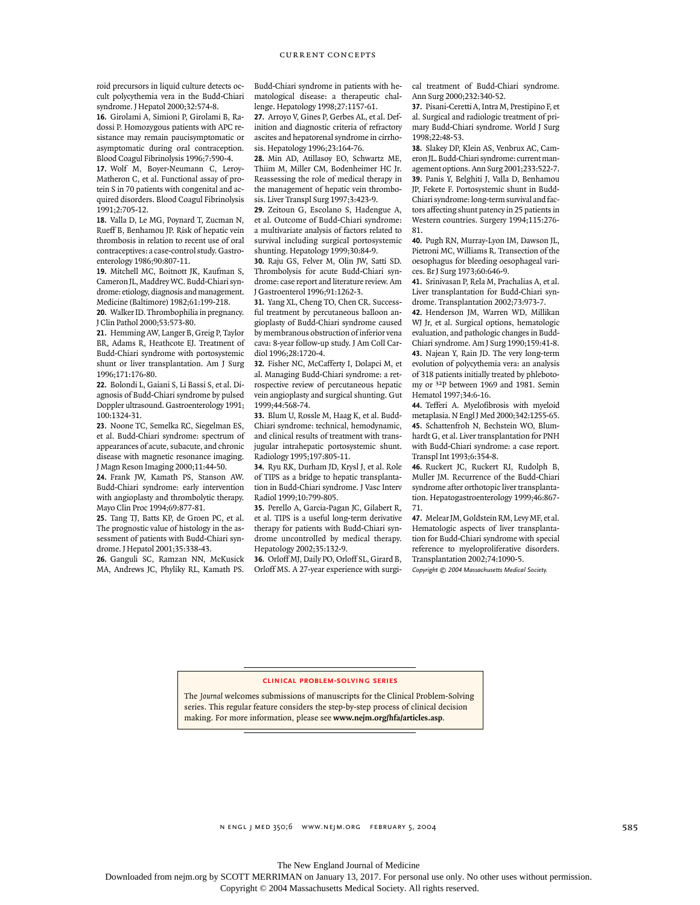roid precursors in liquid culture detects occult polycythemia vera in the Budd-Chiari syndrome. J Hepatol 2000;32:574-8.

**16.** Girolami A, Simioni P, Girolami B, Radossi P. Homozygous patients with APC resistance may remain paucisymptomatic or asymptomatic during oral contraception. Blood Coagul Fibrinolysis 1996;7:590-4.

**17.** Wolf M, Boyer-Neumann C, Leroy-Matheron C, et al. Functional assay of protein S in 70 patients with congenital and acquired disorders. Blood Coagul Fibrinolysis 1991;2:705-12.

**18.** Valla D, Le MG, Poynard T, Zucman N, Rueff B, Benhamou JP. Risk of hepatic vein thrombosis in relation to recent use of oral contraceptives: a case-control study. Gastroenterology 1986;90:807-11.

**19.** Mitchell MC, Boitnott JK, Kaufman S, Cameron JL, Maddrey WC. Budd-Chiari syndrome: etiology, diagnosis and management. Medicine (Baltimore) 1982;61:199-218.

**20.** Walker ID. Thrombophilia in pregnancy. J Clin Pathol 2000;53:573-80.

**21.** Hemming AW, Langer B, Greig P, Taylor BR, Adams R, Heathcote EJ. Treatment of Budd-Chiari syndrome with portosystemic shunt or liver transplantation. Am J Surg 1996;171:176-80.

**22.** Bolondi L, Gaiani S, Li Bassi S, et al. Diagnosis of Budd-Chiari syndrome by pulsed Doppler ultrasound. Gastroenterology 1991; 100:1324-31.

**23.** Noone TC, Semelka RC, Siegelman ES, et al. Budd-Chiari syndrome: spectrum of appearances of acute, subacute, and chronic disease with magnetic resonance imaging. J Magn Reson Imaging 2000;11:44-50.

**24.** Frank JW, Kamath PS, Stanson AW. Budd-Chiari syndrome: early intervention with angioplasty and thrombolytic therapy. Mayo Clin Proc 1994;69:877-81.

**25.** Tang TJ, Batts KP, de Groen PC, et al. The prognostic value of histology in the assessment of patients with Budd-Chiari syndrome. J Hepatol 2001;35:338-43.

**26.** Ganguli SC, Ramzan NN, McKusick MA, Andrews JC, Phyliky RL, Kamath PS. Budd-Chiari syndrome in patients with hematological disease: a therapeutic challenge. Hepatology 1998;27:1157-61.

**27.** Arroyo V, Gines P, Gerbes AL, et al. Definition and diagnostic criteria of refractory ascites and hepatorenal syndrome in cirrhosis. Hepatology 1996;23:164-76.

**28.** Min AD, Atillasoy EO, Schwartz ME, Thiim M, Miller CM, Bodenheimer HC Jr. Reassessing the role of medical therapy in the management of hepatic vein thrombosis. Liver Transpl Surg 1997;3:423-9.

**29.** Zeitoun G, Escolano S, Hadengue A, et al. Outcome of Budd-Chiari syndrome: a multivariate analysis of factors related to survival including surgical portosystemic shunting. Hepatology 1999;30:84-9.

**30.** Raju GS, Felver M, Olin JW, Satti SD. Thrombolysis for acute Budd-Chiari syndrome: case report and literature review. Am J Gastroenterol 1996;91:1262-3.

**31.** Yang XL, Cheng TO, Chen CR. Successful treatment by percutaneous balloon angioplasty of Budd-Chiari syndrome caused by membranous obstruction of inferior vena cava: 8-year follow-up study. J Am Coll Cardiol 1996;28:1720-4.

**32.** Fisher NC, McCafferty I, Dolapci M, et al. Managing Budd-Chiari syndrome: a retrospective review of percutaneous hepatic vein angioplasty and surgical shunting. Gut 1999;44:568-74.

**33.** Blum U, Rossle M, Haag K, et al. Budd-Chiari syndrome: technical, hemodynamic, and clinical results of treatment with transjugular intrahepatic portosystemic shunt. Radiology 1995;197:805-11.

**34.** Ryu RK, Durham JD, Krysl J, et al. Role of TIPS as a bridge to hepatic transplantation in Budd-Chiari syndrome. J Vasc Interv Radiol 1999;10:799-805.

**35.** Perello A, Garcia-Pagan JC, Gilabert R, et al. TIPS is a useful long-term derivative therapy for patients with Budd-Chiari syndrome uncontrolled by medical therapy. Hepatology 2002;35:132-9.

**36.** Orloff MJ, Daily PO, Orloff SL, Girard B, Orloff MS. A 27-year experience with surgical treatment of Budd-Chiari syndrome. Ann Surg 2000;232:340-52.

**37.** Pisani-Ceretti A, Intra M, Prestipino F, et al. Surgical and radiologic treatment of primary Budd-Chiari syndrome. World J Surg 1998;22:48-53.

**38.** Slakey DP, Klein AS, Venbrux AC, Cameron JL. Budd-Chiari syndrome: current management options. Ann Surg 2001;233:522-7.

**39.** Panis Y, Belghiti J, Valla D, Benhamou JP, Fekete F. Portosystemic shunt in Budd-Chiari syndrome: long-term survival and factors affecting shunt patency in 25 patients in Western countries. Surgery 1994;115:276-81.

**40.** Pugh RN, Murray-Lyon IM, Dawson JL, Pietroni MC, Williams R. Transection of the oesophagus for bleeding oesophageal varices. Br J Surg 1973;60:646-9.

**41.** Srinivasan P, Rela M, Prachalias A, et al. Liver transplantation for Budd-Chiari syndrome. Transplantation 2002;73:973-7.

**42.** Henderson JM, Warren WD, Millikan WJ Jr, et al. Surgical options, hematologic evaluation, and pathologic changes in Budd-Chiari syndrome. Am J Surg 1990;159:41-8.

**43.** Najean Y, Rain JD. The very long-term evolution of polycythemia vera: an analysis of 318 patients initially treated by phlebotomy or $^{32}P$ between 1969 and 1981. Semin Hematol 1997;34:6-16.

**44.** Tefferi A. Myelofibrosis with myeloid metaplasia. N Engl J Med 2000;342:1255-65.

**45.** Schattenfroh N, Bechstein WO, Blumhardt G, et al. Liver transplantation for PNH with Budd-Chiari syndrome: a case report. Transpl Int 1993;6:354-8.

**46.** Ruckert JC, Ruckert RI, Rudolph B, Muller JM. Recurrence of the Budd-Chiari syndrome after orthotopic liver transplantation. Hepatogastroenterology 1999;46:867-71.

**47.** Melear JM, Goldstein RM, Levy MF, et al. Hematologic aspects of liver transplantation for Budd-Chiari syndrome with special reference to myeloproliferative disorders. Transplantation 2002;74:1090-5.

*Copyright © 2004 Massachusetts Medical Society.*

**CLINICAL PROBLEM-SOLVING SERIES**

The *Journal* welcomes submissions of manuscripts for the Clinical Problem-Solving series. This regular feature considers the step-by-step process of clinical decision making. For more information, please see **www.nejm.org/hfa/articles.asp**.